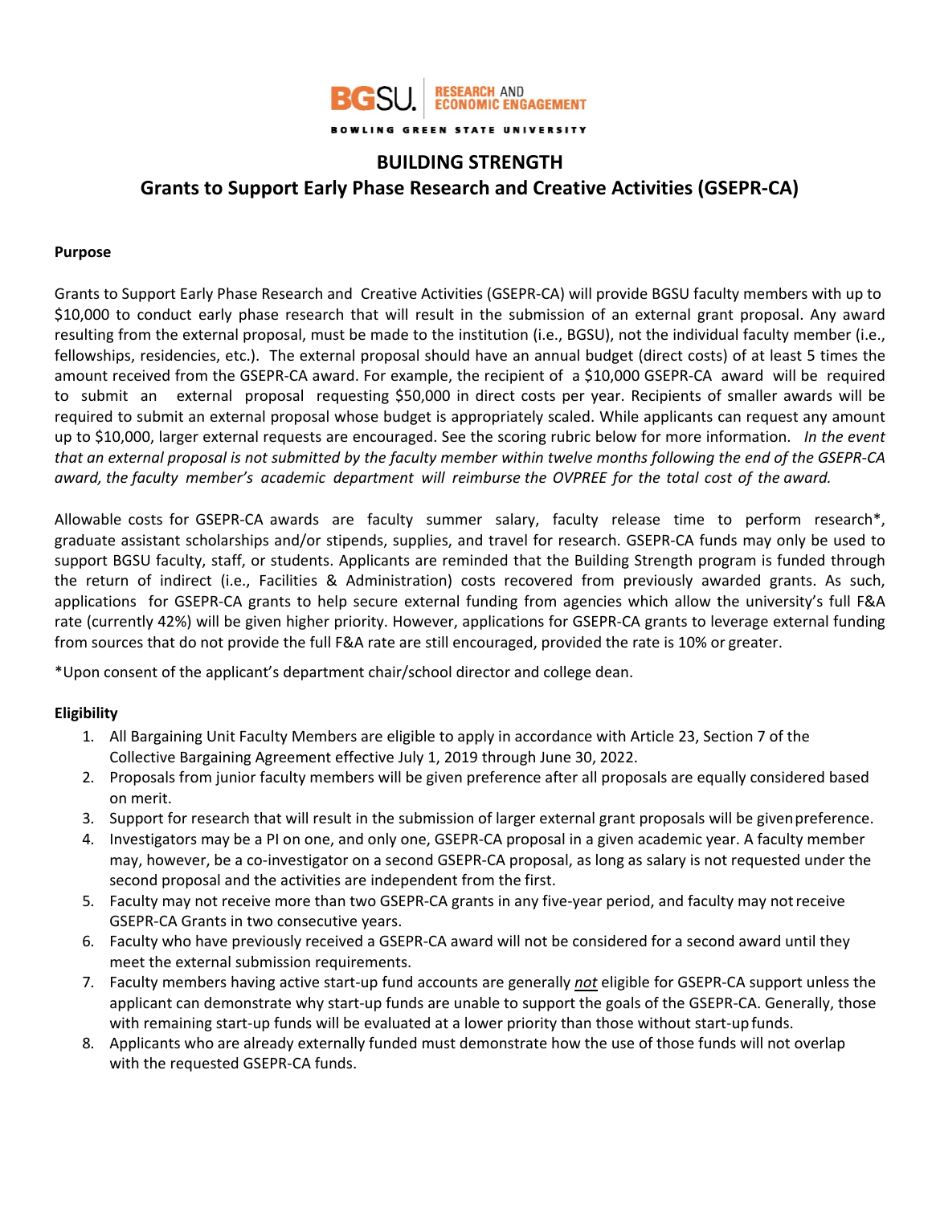BGSU. RESEARCH AND ECONOMIC ENGAGEMENT

BOWLING GREEN STATE UNIVERSITY

# BUILDING STRENGTH

# Grants to Support Early Phase Research and Creative Activities (GSEPR-CA)

**Purpose**

Grants to Support Early Phase Research and Creative Activities (GSEPR-CA) will provide BGSU faculty members with up to $10,000 to conduct early phase research that will result in the submission of an external grant proposal. Any award resulting from the external proposal, must be made to the institution (i.e., BGSU), not the individual faculty member (i.e., fellowships, residencies, etc.). The external proposal should have an annual budget (direct costs) of at least 5 times the amount received from the GSEPR-CA award. For example, the recipient of a $10,000 GSEPR-CA award will be required to submit an external proposal requesting $50,000 in direct costs per year. Recipients of smaller awards will be required to submit an external proposal whose budget is appropriately scaled. While applicants can request any amount up to $10,000, larger external requests are encouraged. See the scoring rubric below for more information. *In the event that an external proposal is not submitted by the faculty member within twelve months following the end of the GSEPR-CA award, the faculty member's academic department will reimburse the OVPREE for the total cost of the award.*

Allowable costs for GSEPR-CA awards are faculty summer salary, faculty release time to perform research*, graduate assistant scholarships and/or stipends, supplies, and travel for research. GSEPR-CA funds may only be used to support BGSU faculty, staff, or students. Applicants are reminded that the Building Strength program is funded through the return of indirect (i.e., Facilities & Administration) costs recovered from previously awarded grants. As such, applications for GSEPR-CA grants to help secure external funding from agencies which allow the university's full F&A rate (currently 42%) will be given higher priority. However, applications for GSEPR-CA grants to leverage external funding from sources that do not provide the full F&A rate are still encouraged, provided the rate is 10% or greater.

*Upon consent of the applicant's department chair/school director and college dean.

**Eligibility**

1. All Bargaining Unit Faculty Members are eligible to apply in accordance with Article 23, Section 7 of the Collective Bargaining Agreement effective July 1, 2019 through June 30, 2022.
2. Proposals from junior faculty members will be given preference after all proposals are equally considered based on merit.
3. Support for research that will result in the submission of larger external grant proposals will be given preference.
4. Investigators may be a PI on one, and only one, GSEPR-CA proposal in a given academic year. A faculty member may, however, be a co-investigator on a second GSEPR-CA proposal, as long as salary is not requested under the second proposal and the activities are independent from the first.
5. Faculty may not receive more than two GSEPR-CA grants in any five-year period, and faculty may not receive GSEPR-CA Grants in two consecutive years.
6. Faculty who have previously received a GSEPR-CA award will not be considered for a second award until they meet the external submission requirements.
7. Faculty members having active start-up fund accounts are generally *not* eligible for GSEPR-CA support unless the applicant can demonstrate why start-up funds are unable to support the goals of the GSEPR-CA. Generally, those with remaining start-up funds will be evaluated at a lower priority than those without start-up funds.
8. Applicants who are already externally funded must demonstrate how the use of those funds will not overlap with the requested GSEPR-CA funds.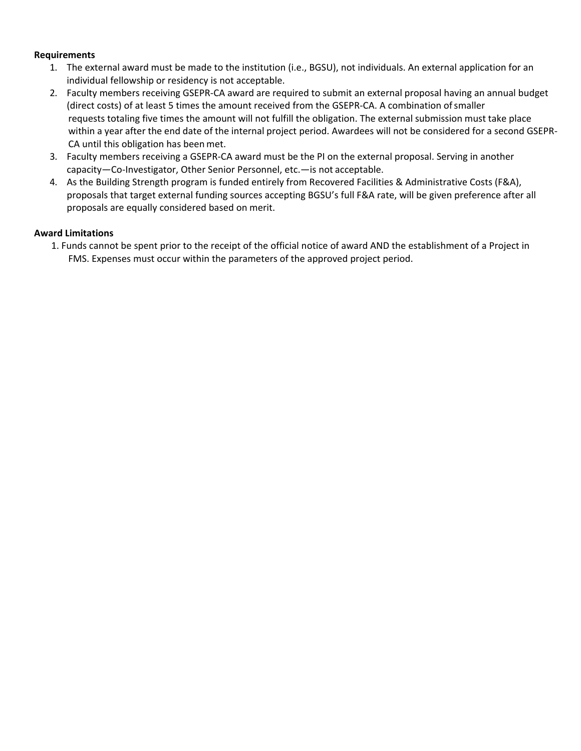**Requirements**

1. The external award must be made to the institution (i.e., BGSU), not individuals. An external application for an individual fellowship or residency is not acceptable.
2. Faculty members receiving GSEPR-CA award are required to submit an external proposal having an annual budget (direct costs) of at least 5 times the amount received from the GSEPR-CA. A combination of smaller requests totaling five times the amount will not fulfill the obligation. The external submission must take place within a year after the end date of the internal project period. Awardees will not be considered for a second GSEPR-CA until this obligation has been met.
3. Faculty members receiving a GSEPR-CA award must be the PI on the external proposal. Serving in another capacity—Co-Investigator, Other Senior Personnel, etc.—is not acceptable.
4. As the Building Strength program is funded entirely from Recovered Facilities & Administrative Costs (F&A), proposals that target external funding sources accepting BGSU's full F&A rate, will be given preference after all proposals are equally considered based on merit.

**Award Limitations**

1. Funds cannot be spent prior to the receipt of the official notice of award AND the establishment of a Project in FMS. Expenses must occur within the parameters of the approved project period.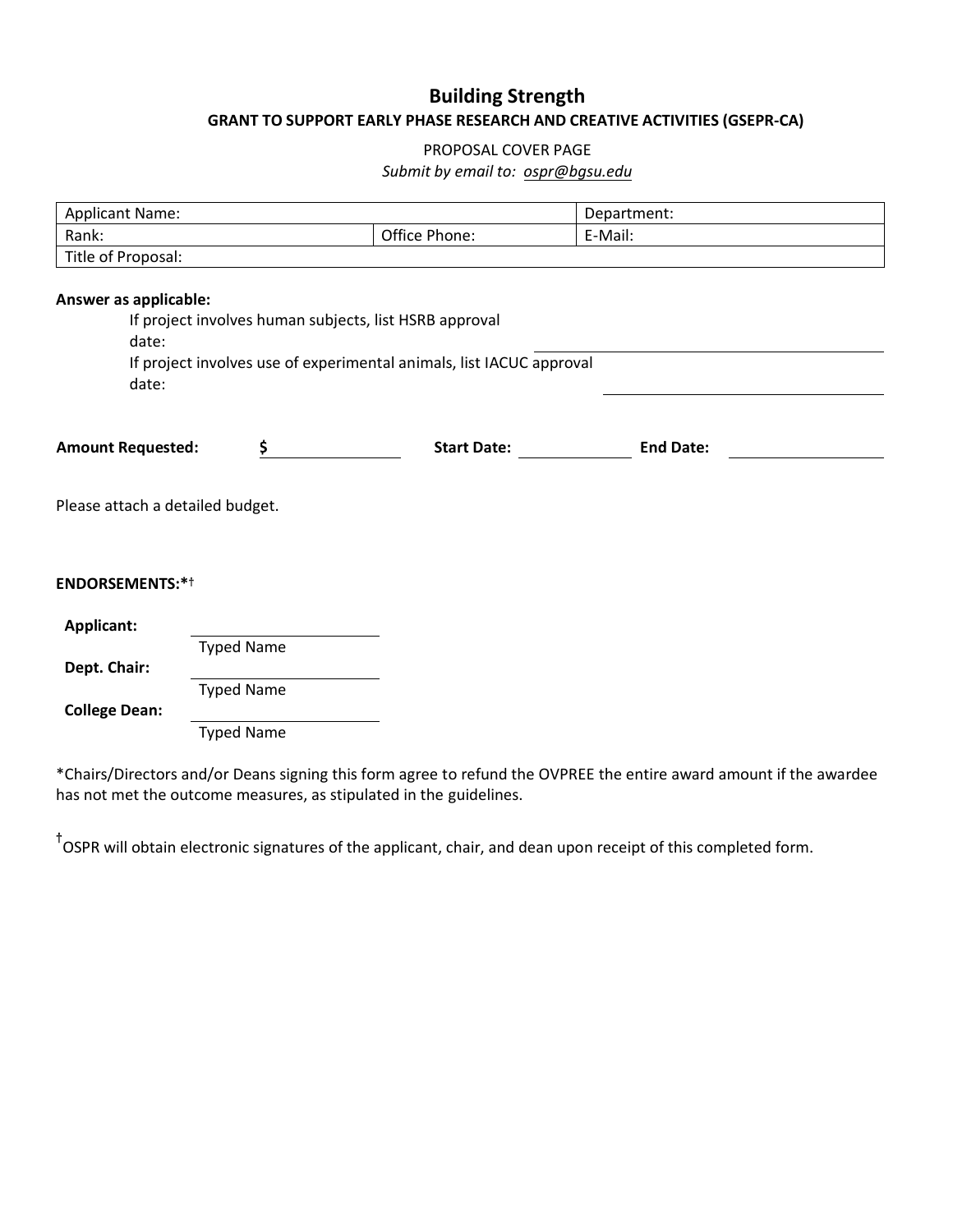# Building Strength

## GRANT TO SUPPORT EARLY PHASE RESEARCH AND CREATIVE ACTIVITIES (GSEPR-CA)

PROPOSAL COVER PAGE

*Submit by email to: ospr@bgsu.edu*

| Applicant Name: | | Department: |
|---|---|---|
| Rank: | Office Phone: | E-Mail: |
| Title of Proposal: | | |

**Answer as applicable:**

If project involves human subjects, list HSRB approval date: ______________________

If project involves use of experimental animals, list IACUC approval date: ______________________

**Amount Requested:** $ ____________ **Start Date:** ____________ **End Date:** ____________

Please attach a detailed budget.

**ENDORSEMENTS:***†

**Applicant:** ______________________
Typed Name

**Dept. Chair:** ______________________
Typed Name

**College Dean:** ______________________
Typed Name

*Chairs/Directors and/or Deans signing this form agree to refund the OVPREE the entire award amount if the awardee has not met the outcome measures, as stipulated in the guidelines.

†OSPR will obtain electronic signatures of the applicant, chair, and dean upon receipt of this completed form.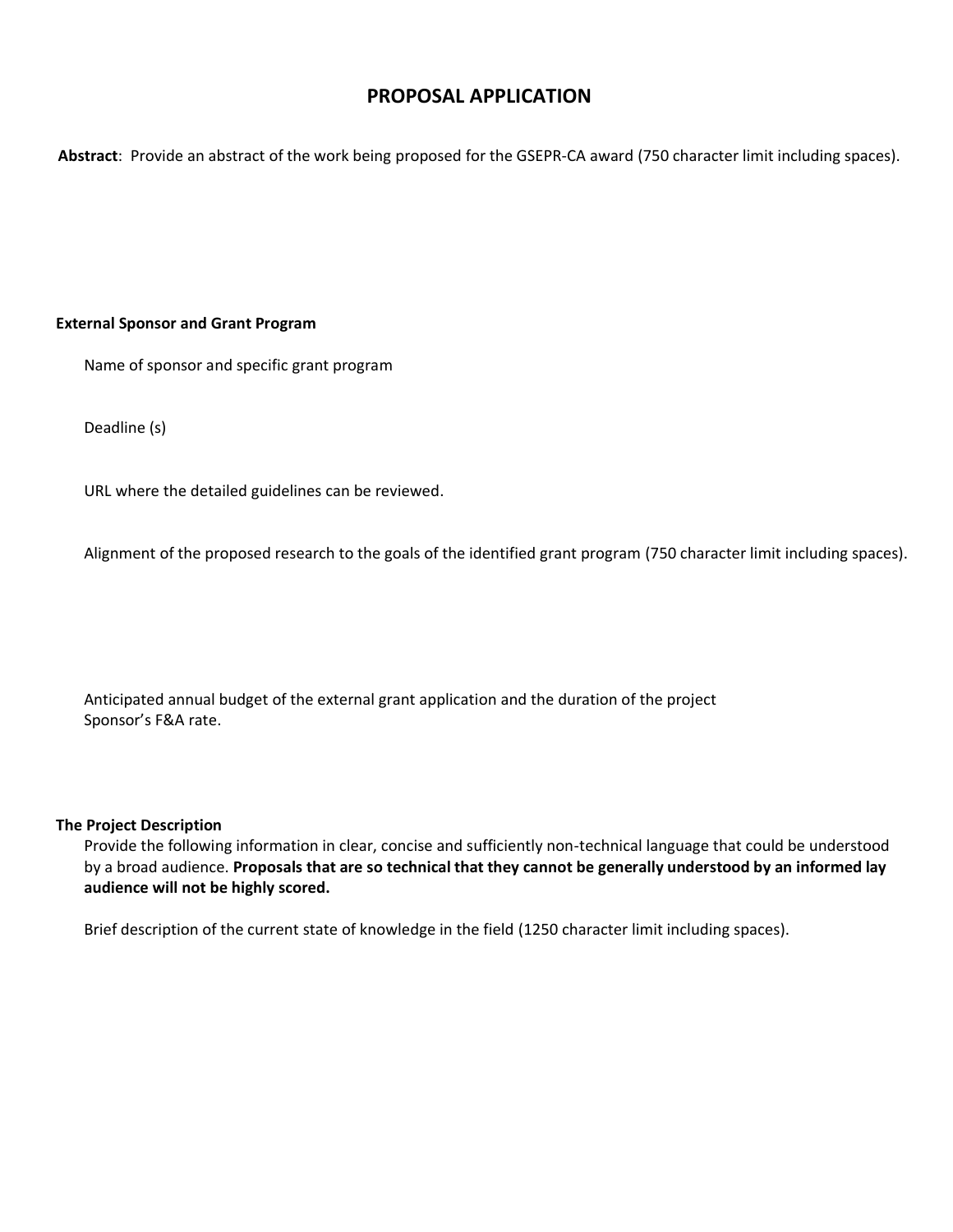# PROPOSAL APPLICATION

**Abstract**: Provide an abstract of the work being proposed for the GSEPR-CA award (750 character limit including spaces).

**External Sponsor and Grant Program**

Name of sponsor and specific grant program

Deadline (s)

URL where the detailed guidelines can be reviewed.

Alignment of the proposed research to the goals of the identified grant program (750 character limit including spaces).

Anticipated annual budget of the external grant application and the duration of the project
Sponsor's F&A rate.

**The Project Description**

Provide the following information in clear, concise and sufficiently non-technical language that could be understood by a broad audience. **Proposals that are so technical that they cannot be generally understood by an informed lay audience will not be highly scored.**

Brief description of the current state of knowledge in the field (1250 character limit including spaces).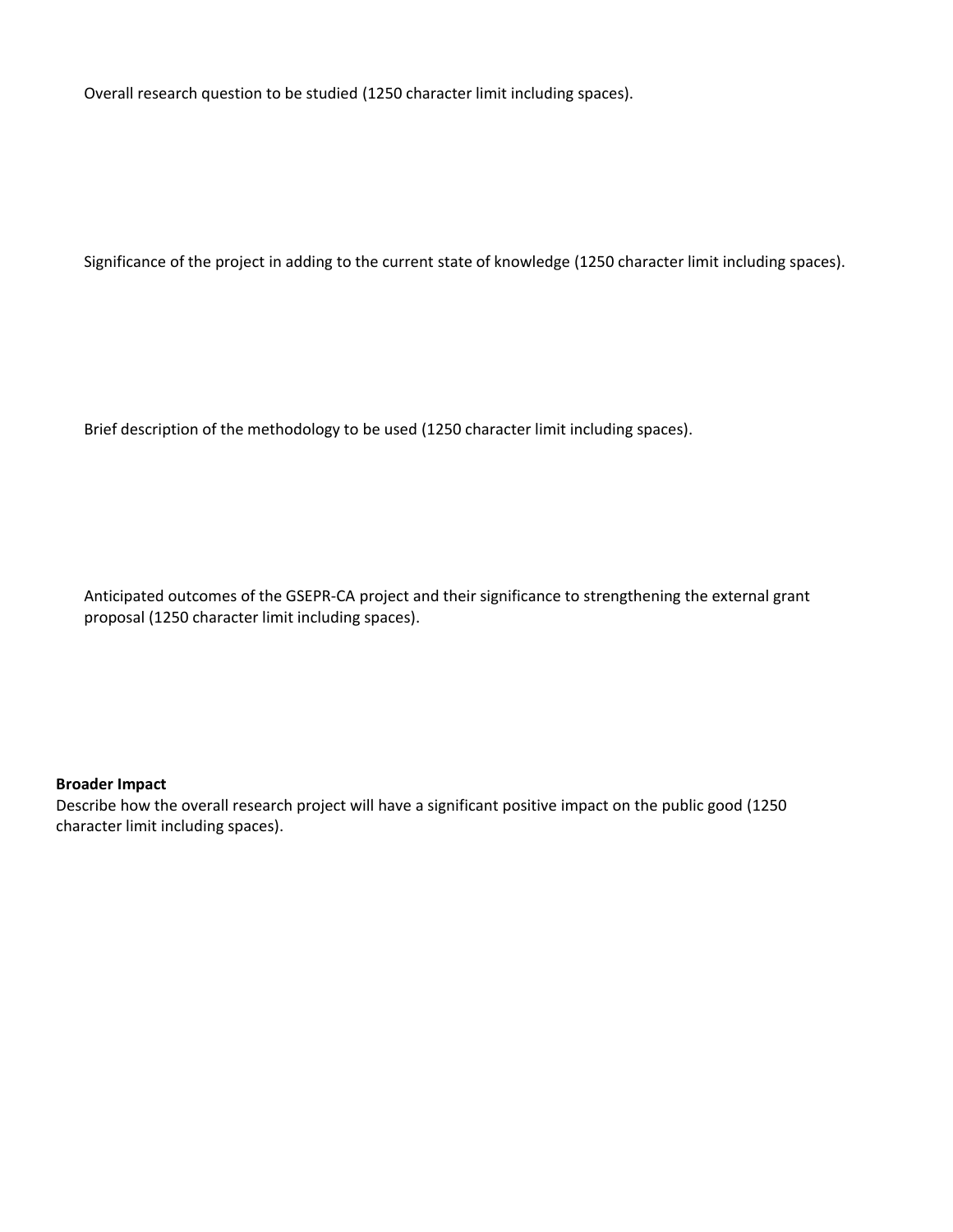Overall research question to be studied (1250 character limit including spaces).

Significance of the project in adding to the current state of knowledge (1250 character limit including spaces).

Brief description of the methodology to be used (1250 character limit including spaces).

Anticipated outcomes of the GSEPR-CA project and their significance to strengthening the external grant proposal (1250 character limit including spaces).

**Broader Impact**

Describe how the overall research project will have a significant positive impact on the public good (1250 character limit including spaces).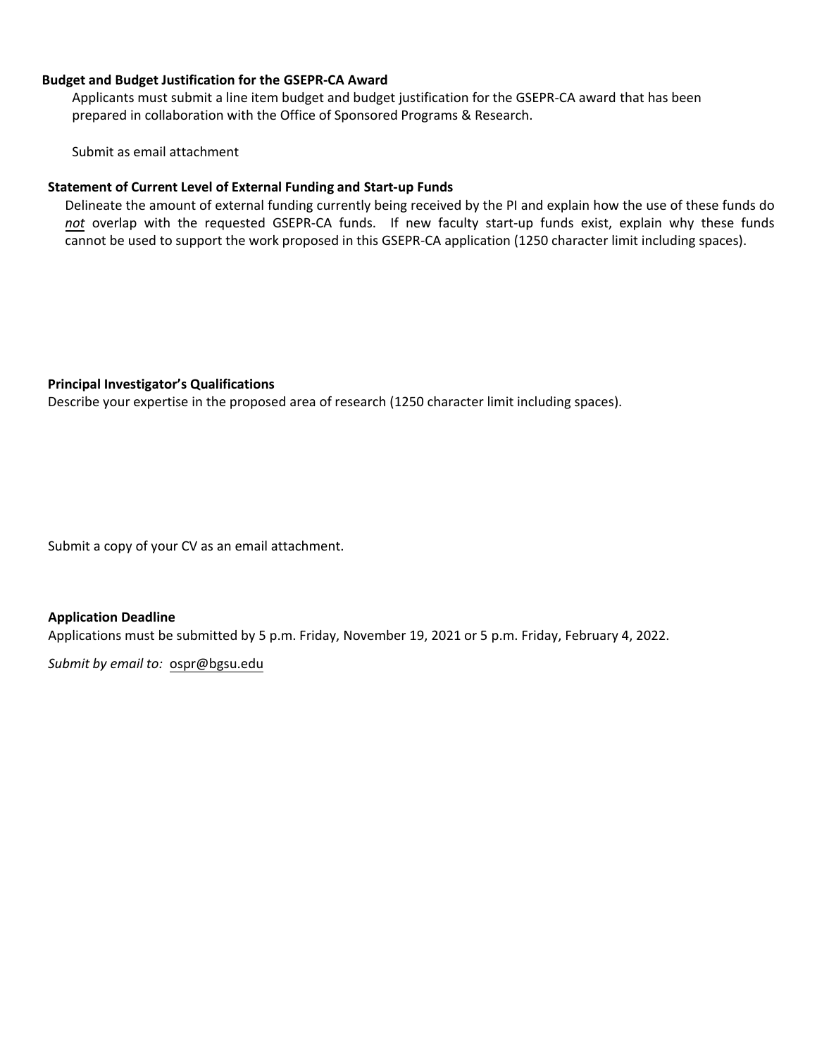**Budget and Budget Justification for the GSEPR-CA Award**

Applicants must submit a line item budget and budget justification for the GSEPR-CA award that has been prepared in collaboration with the Office of Sponsored Programs & Research.

Submit as email attachment

**Statement of Current Level of External Funding and Start-up Funds**

Delineate the amount of external funding currently being received by the PI and explain how the use of these funds do *not* overlap with the requested GSEPR-CA funds. If new faculty start-up funds exist, explain why these funds cannot be used to support the work proposed in this GSEPR-CA application (1250 character limit including spaces).

**Principal Investigator's Qualifications**

Describe your expertise in the proposed area of research (1250 character limit including spaces).

Submit a copy of your CV as an email attachment.

**Application Deadline**

Applications must be submitted by 5 p.m. Friday, November 19, 2021 or 5 p.m. Friday, February 4, 2022.

*Submit by email to:* ospr@bgsu.edu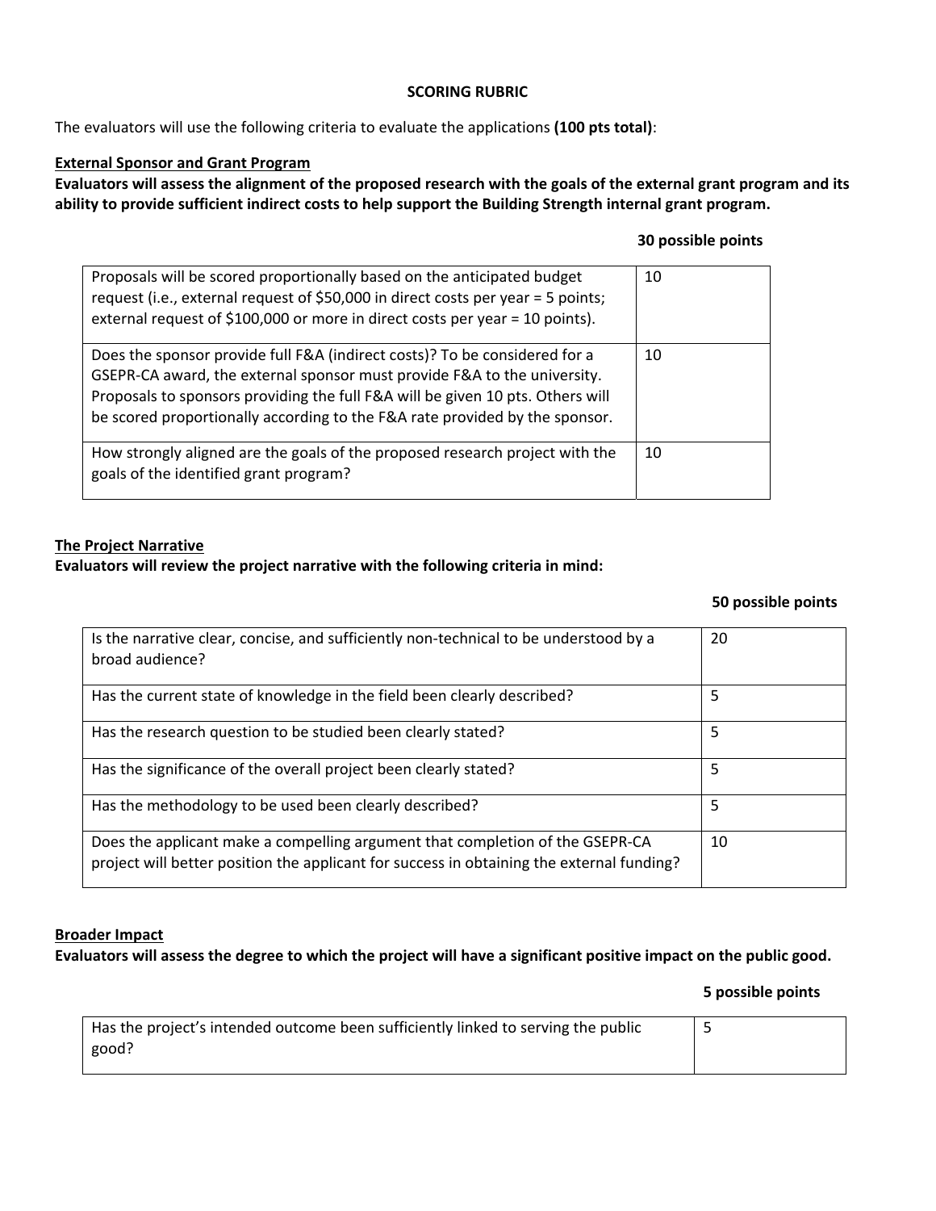## SCORING RUBRIC

The evaluators will use the following criteria to evaluate the applications **(100 pts total)**:

### External Sponsor and Grant Program

**Evaluators will assess the alignment of the proposed research with the goals of the external grant program and its ability to provide sufficient indirect costs to help support the Building Strength internal grant program.**

**30 possible points**

| Criterion | Points |
|---|---|
| Proposals will be scored proportionally based on the anticipated budget request (i.e., external request of $50,000 in direct costs per year = 5 points; external request of $100,000 or more in direct costs per year = 10 points). | 10 |
| Does the sponsor provide full F&A (indirect costs)? To be considered for a GSEPR-CA award, the external sponsor must provide F&A to the university. Proposals to sponsors providing the full F&A will be given 10 pts. Others will be scored proportionally according to the F&A rate provided by the sponsor. | 10 |
| How strongly aligned are the goals of the proposed research project with the goals of the identified grant program? | 10 |

### The Project Narrative

**Evaluators will review the project narrative with the following criteria in mind:**

**50 possible points**

| Criterion | Points |
|---|---|
| Is the narrative clear, concise, and sufficiently non-technical to be understood by a broad audience? | 20 |
| Has the current state of knowledge in the field been clearly described? | 5 |
| Has the research question to be studied been clearly stated? | 5 |
| Has the significance of the overall project been clearly stated? | 5 |
| Has the methodology to be used been clearly described? | 5 |
| Does the applicant make a compelling argument that completion of the GSEPR-CA project will better position the applicant for success in obtaining the external funding? | 10 |

### Broader Impact

**Evaluators will assess the degree to which the project will have a significant positive impact on the public good.**

**5 possible points**

| Criterion | Points |
|---|---|
| Has the project's intended outcome been sufficiently linked to serving the public good? | 5 |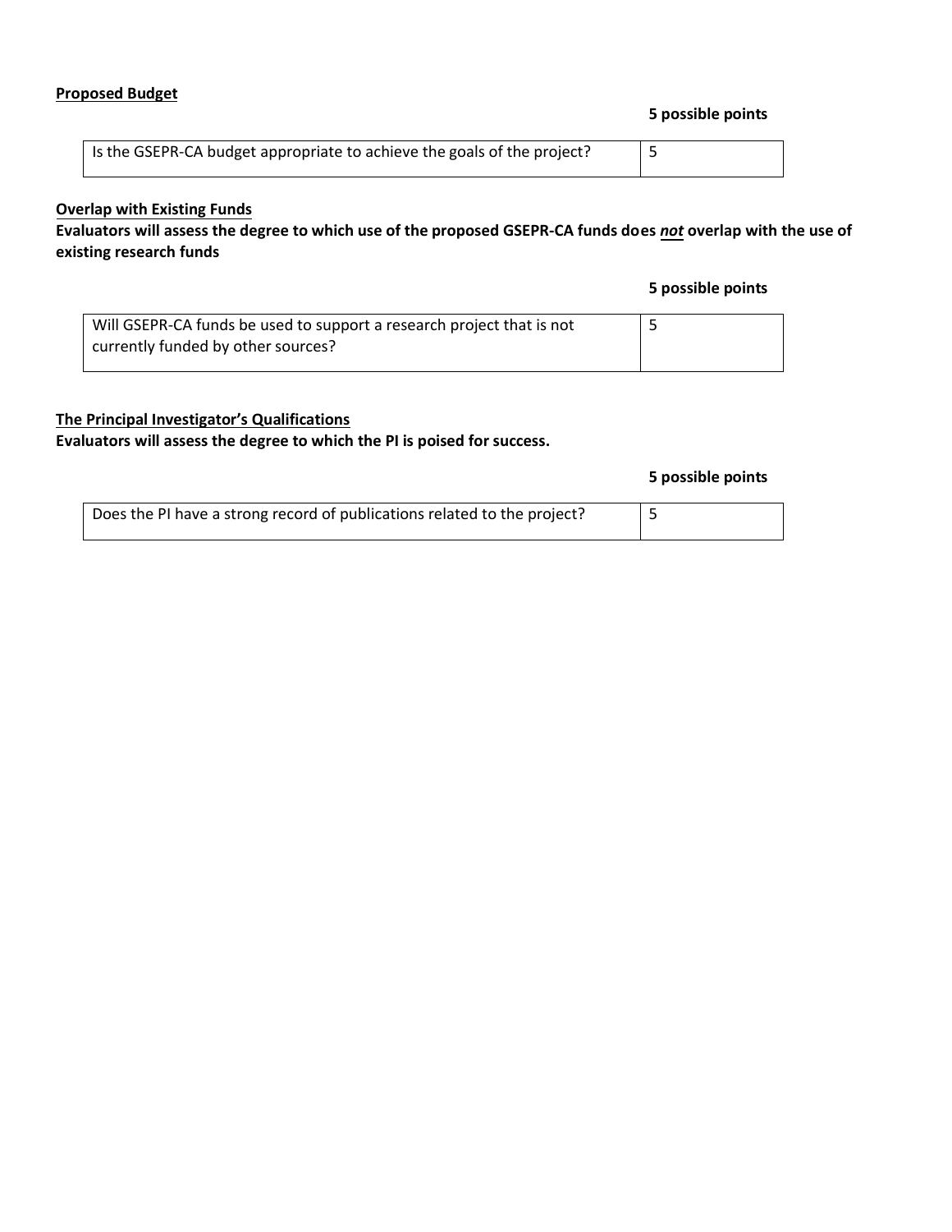**<u>Proposed Budget</u>**

**5 possible points**

| | |
|---|---|
| Is the GSEPR-CA budget appropriate to achieve the goals of the project? | 5 |

**<u>Overlap with Existing Funds</u>**

**Evaluators will assess the degree to which use of the proposed GSEPR-CA funds does *<u>not</u>* overlap with the use of existing research funds**

**5 possible points**

| | |
|---|---|
| Will GSEPR-CA funds be used to support a research project that is not currently funded by other sources? | 5 |

**<u>The Principal Investigator's Qualifications</u>**

**Evaluators will assess the degree to which the PI is poised for success.**

**5 possible points**

| | |
|---|---|
| Does the PI have a strong record of publications related to the project? | 5 |